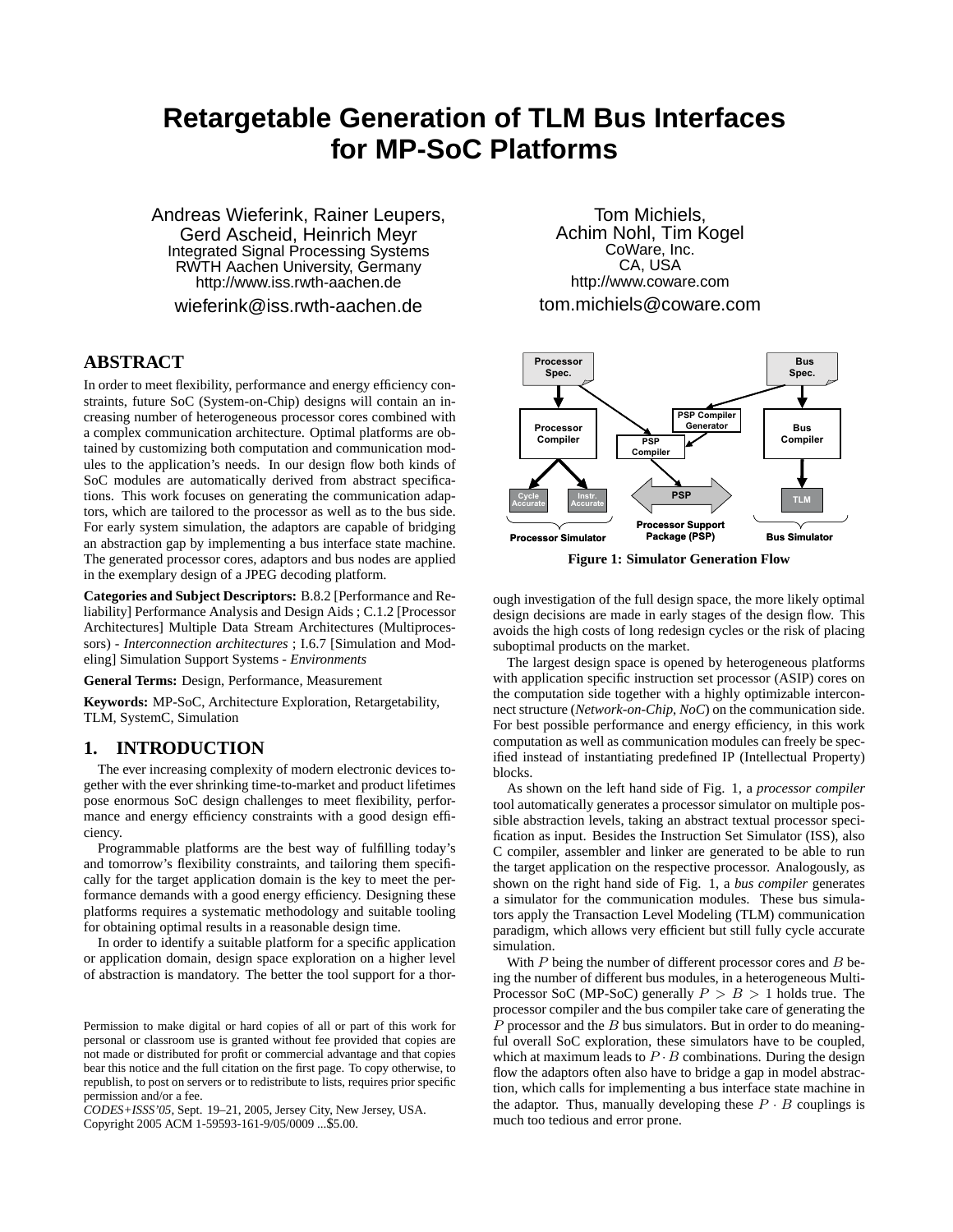# Retargetable Generation of TLM Bus Interfaces for MP-SoC Platforms

Andreas Wieferink, Rainer Leupers, Gerd Ascheid, Heinrich Meyr
Integrated Signal Processing Systems
RWTH Aachen University, Germany
http://www.iss.rwth-aachen.de
wieferink@iss.rwth-aachen.de

Tom Michiels, Achim Nohl, Tim Kogel
CoWare, Inc.
CA, USA
http://www.coware.com
tom.michiels@coware.com

## ABSTRACT

In order to meet flexibility, performance and energy efficiency constraints, future SoC (System-on-Chip) designs will contain an increasing number of heterogeneous processor cores combined with a complex communication architecture. Optimal platforms are obtained by customizing both computation and communication modules to the application's needs. In our design flow both kinds of SoC modules are automatically derived from abstract specifications. This work focuses on generating the communication adaptors, which are tailored to the processor as well as to the bus side. For early system simulation, the adaptors are capable of bridging an abstraction gap by implementing a bus interface state machine. The generated processor cores, adaptors and bus nodes are applied in the exemplary design of a JPEG decoding platform.

**Categories and Subject Descriptors:** B.8.2 [Performance and Reliability] Performance Analysis and Design Aids ; C.1.2 [Processor Architectures] Multiple Data Stream Architectures (Multiprocessors) - *Interconnection architectures* ; I.6.7 [Simulation and Modeling] Simulation Support Systems - *Environments*

**General Terms:** Design, Performance, Measurement

**Keywords:** MP-SoC, Architecture Exploration, Retargetability, TLM, SystemC, Simulation

## 1. INTRODUCTION

The ever increasing complexity of modern electronic devices together with the ever shrinking time-to-market and product lifetimes pose enormous SoC design challenges to meet flexibility, performance and energy efficiency constraints with a good design efficiency.

Programmable platforms are the best way of fulfilling today's and tomorrow's flexibility constraints, and tailoring them specifically for the target application domain is the key to meet the performance demands with a good energy efficiency. Designing these platforms requires a systematic methodology and suitable tooling for obtaining optimal results in a reasonable design time.

In order to identify a suitable platform for a specific application or application domain, design space exploration on a higher level of abstraction is mandatory. The better the tool support for a thorough investigation of the full design space, the more likely optimal design decisions are made in early stages of the design flow. This avoids the high costs of long redesign cycles or the risk of placing suboptimal products on the market.

Permission to make digital or hard copies of all or part of this work for personal or classroom use is granted without fee provided that copies are not made or distributed for profit or commercial advantage and that copies bear this notice and the full citation on the first page. To copy otherwise, to republish, to post on servers or to redistribute to lists, requires prior specific permission and/or a fee.
*CODES+ISSS'05,* Sept. 19–21, 2005, Jersey City, New Jersey, USA.
Copyright 2005 ACM 1-59593-161-9/05/0009 ...$5.00.

**Figure 1: Simulator Generation Flow**

The largest design space is opened by heterogeneous platforms with application specific instruction set processor (ASIP) cores on the computation side together with a highly optimizable interconnect structure (*Network-on-Chip, NoC*) on the communication side. For best possible performance and energy efficiency, in this work computation as well as communication modules can freely be specified instead of instantiating predefined IP (Intellectual Property) blocks.

As shown on the left hand side of Fig. 1, a *processor compiler* tool automatically generates a processor simulator on multiple possible abstraction levels, taking an abstract textual processor specification as input. Besides the Instruction Set Simulator (ISS), also C compiler, assembler and linker are generated to be able to run the target application on the respective processor. Analogously, as shown on the right hand side of Fig. 1, a *bus compiler* generates a simulator for the communication modules. These bus simulators apply the Transaction Level Modeling (TLM) communication paradigm, which allows very efficient but still fully cycle accurate simulation.

With $P$ being the number of different processor cores and $B$ being the number of different bus modules, in a heterogeneous Multi-Processor SoC (MP-SoC) generally $P > B > 1$ holds true. The processor compiler and the bus compiler take care of generating the $P$ processor and the $B$ bus simulators. But in order to do meaningful overall SoC exploration, these simulators have to be coupled, which at maximum leads to $P \cdot B$ combinations. During the design flow the adaptors often also have to bridge a gap in model abstraction, which calls for implementing a bus interface state machine in the adaptor. Thus, manually developing these $P \cdot B$ couplings is much too tedious and error prone.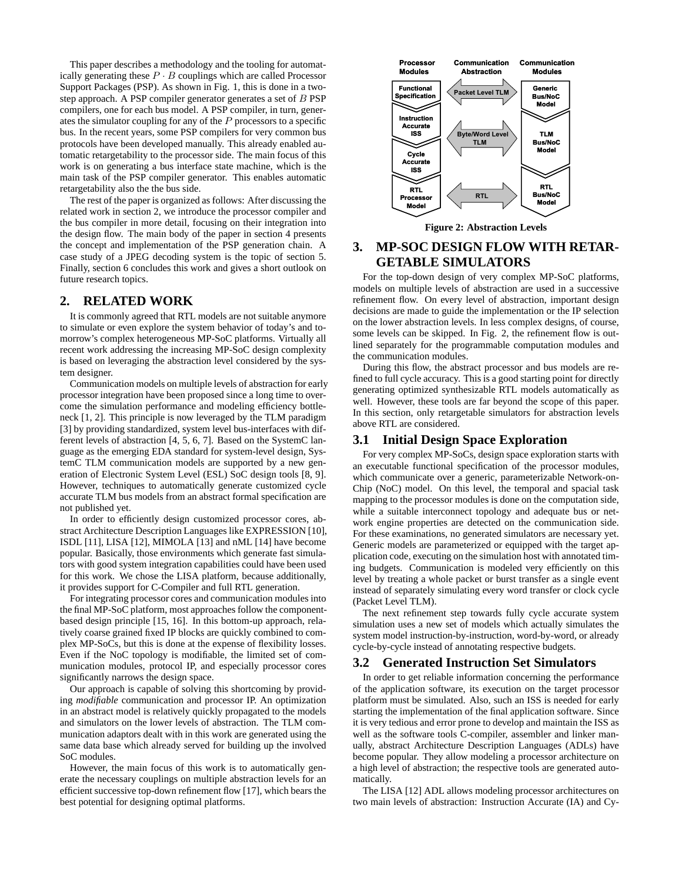This paper describes a methodology and the tooling for automatically generating these $P \cdot B$ couplings which are called Processor Support Packages (PSP). As shown in Fig. 1, this is done in a two-step approach. A PSP compiler generator generates a set of $B$ PSP compilers, one for each bus model. A PSP compiler, in turn, generates the simulator coupling for any of the $P$ processors to a specific bus. In the recent years, some PSP compilers for very common bus protocols have been developed manually. This already enabled automatic retargetability to the processor side. The main focus of this work is on generating a bus interface state machine, which is the main task of the PSP compiler generator. This enables automatic retargetability also the the bus side.

The rest of the paper is organized as follows: After discussing the related work in section 2, we introduce the processor compiler and the bus compiler in more detail, focusing on their integration into the design flow. The main body of the paper in section 4 presents the concept and implementation of the PSP generation chain. A case study of a JPEG decoding system is the topic of section 5. Finally, section 6 concludes this work and gives a short outlook on future research topics.

## 2. RELATED WORK

It is commonly agreed that RTL models are not suitable anymore to simulate or even explore the system behavior of today's and tomorrow's complex heterogeneous MP-SoC platforms. Virtually all recent work addressing the increasing MP-SoC design complexity is based on leveraging the abstraction level considered by the system designer.

Communication models on multiple levels of abstraction for early processor integration have been proposed since a long time to overcome the simulation performance and modeling efficiency bottleneck [1, 2]. This principle is now leveraged by the TLM paradigm [3] by providing standardized, system level bus-interfaces with different levels of abstraction [4, 5, 6, 7]. Based on the SystemC language as the emerging EDA standard for system-level design, SystemC TLM communication models are supported by a new generation of Electronic System Level (ESL) SoC design tools [8, 9]. However, techniques to automatically generate customized cycle accurate TLM bus models from an abstract formal specification are not published yet.

In order to efficiently design customized processor cores, abstract Architecture Description Languages like EXPRESSION [10], ISDL [11], LISA [12], MIMOLA [13] and nML [14] have become popular. Basically, those environments which generate fast simulators with good system integration capabilities could have been used for this work. We chose the LISA platform, because additionally, it provides support for C-Compiler and full RTL generation.

For integrating processor cores and communication modules into the final MP-SoC platform, most approaches follow the component-based design principle [15, 16]. In this bottom-up approach, relatively coarse grained fixed IP blocks are quickly combined to complex MP-SoCs, but this is done at the expense of flexibility losses. Even if the NoC topology is modifiable, the limited set of communication modules, protocol IP, and especially processor cores significantly narrows the design space.

Our approach is capable of solving this shortcoming by providing *modifiable* communication and processor IP. An optimization in an abstract model is relatively quickly propagated to the models and simulators on the lower levels of abstraction. The TLM communication adaptors dealt with in this work are generated using the same data base which already served for building up the involved SoC modules.

However, the main focus of this work is to automatically generate the necessary couplings on multiple abstraction levels for an efficient successive top-down refinement flow [17], which bears the best potential for designing optimal platforms.

| Processor Modules | Communication Abstraction | Communication Modules |
|---|---|---|
| Functional Specification | Packet Level TLM | Generic Bus/NoC Model |
| Instruction Accurate ISS | Byte/Word Level TLM | TLM Bus/NoC Model |
| Cycle Accurate ISS | | |
| RTL Processor Model | RTL | RTL Bus/NoC Model |

**Figure 2: Abstraction Levels**

## 3. MP-SOC DESIGN FLOW WITH RETARGETABLE SIMULATORS

For the top-down design of very complex MP-SoC platforms, models on multiple levels of abstraction are used in a successive refinement flow. On every level of abstraction, important design decisions are made to guide the implementation or the IP selection on the lower abstraction levels. In less complex designs, of course, some levels can be skipped. In Fig. 2, the refinement flow is outlined separately for the programmable computation modules and the communication modules.

During this flow, the abstract processor and bus models are refined to full cycle accuracy. This is a good starting point for directly generating optimized synthesizable RTL models automatically as well. However, these tools are far beyond the scope of this paper. In this section, only retargetable simulators for abstraction levels above RTL are considered.

### 3.1 Initial Design Space Exploration

For very complex MP-SoCs, design space exploration starts with an executable functional specification of the processor modules, which communicate over a generic, parameterizable Network-on-Chip (NoC) model. On this level, the temporal and spacial task mapping to the processor modules is done on the computation side, while a suitable interconnect topology and adequate bus or network engine properties are detected on the communication side. For these examinations, no generated simulators are necessary yet. Generic models are parameterized or equipped with the target application code, executing on the simulation host with annotated timing budgets. Communication is modeled very efficiently on this level by treating a whole packet or burst transfer as a single event instead of separately simulating every word transfer or clock cycle (Packet Level TLM).

The next refinement step towards fully cycle accurate system simulation uses a new set of models which actually simulates the system model instruction-by-instruction, word-by-word, or already cycle-by-cycle instead of annotating respective budgets.

### 3.2 Generated Instruction Set Simulators

In order to get reliable information concerning the performance of the application software, its execution on the target processor platform must be simulated. Also, such an ISS is needed for early starting the implementation of the final application software. Since it is very tedious and error prone to develop and maintain the ISS as well as the software tools C-compiler, assembler and linker manually, abstract Architecture Description Languages (ADLs) have become popular. They allow modeling a processor architecture on a high level of abstraction; the respective tools are generated automatically.

The LISA [12] ADL allows modeling processor architectures on two main levels of abstraction: Instruction Accurate (IA) and Cy-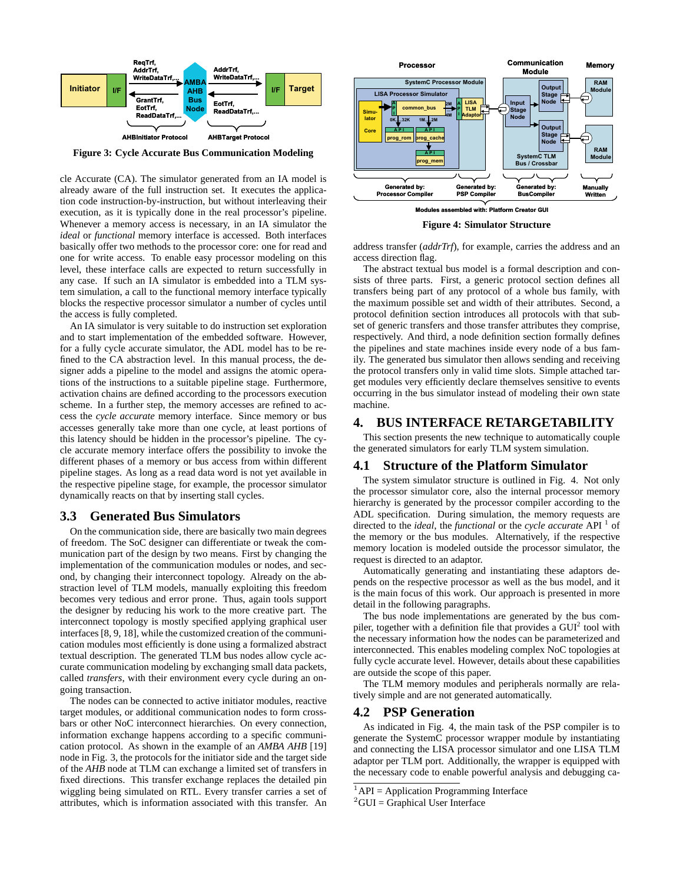ReqTrf,
AddrTrf,
WriteDataTrf,...

Initiator I/F

GrantTrf,
EotTrf,
ReadDataTrf,...

AMBA AHB Bus Node

AddrTrf,
WriteDataTrf,...

EotTrf,
ReadDataTrf,...

I/F Target

AHBInitiator Protocol

AHBTarget Protocol

**Figure 3: Cycle Accurate Bus Communication Modeling**

cle Accurate (CA). The simulator generated from an IA model is already aware of the full instruction set. It executes the application code instruction-by-instruction, but without interleaving their execution, as it is typically done in the real processor's pipeline. Whenever a memory access is necessary, in an IA simulator the *ideal* or *functional* memory interface is accessed. Both interfaces basically offer two methods to the processor core: one for read and one for write access. To enable easy processor modeling on this level, these interface calls are expected to return successfully in any case. If such an IA simulator is embedded into a TLM system simulation, a call to the functional memory interface typically blocks the respective processor simulator a number of cycles until the access is fully completed.

An IA simulator is very suitable to do instruction set exploration and to start implementation of the embedded software. However, for a fully cycle accurate simulator, the ADL model has to be refined to the CA abstraction level. In this manual process, the designer adds a pipeline to the model and assigns the atomic operations of the instructions to a suitable pipeline stage. Furthermore, activation chains are defined according to the processors execution scheme. In a further step, the memory accesses are refined to access the *cycle accurate* memory interface. Since memory or bus accesses generally take more than one cycle, at least portions of this latency should be hidden in the processor's pipeline. The cycle accurate memory interface offers the possibility to invoke the different phases of a memory or bus access from within different pipeline stages. As long as a read data word is not yet available in the respective pipeline stage, for example, the processor simulator dynamically reacts on that by inserting stall cycles.

## 3.3 Generated Bus Simulators

On the communication side, there are basically two main degrees of freedom. The SoC designer can differentiate or tweak the communication part of the design by two means. First by changing the implementation of the communication modules or nodes, and second, by changing their interconnect topology. Already on the abstraction level of TLM models, manually exploiting this freedom becomes very tedious and error prone. Thus, again tools support the designer by reducing his work to the more creative part. The interconnect topology is mostly specified applying graphical user interfaces [8, 9, 18], while the customized creation of the communication modules most efficiently is done using a formalized abstract textual description. The generated TLM bus nodes allow cycle accurate communication modeling by exchanging small data packets, called *transfers*, with their environment every cycle during an ongoing transaction.

The nodes can be connected to active initiator modules, reactive target modules, or additional communication nodes to form crossbars or other NoC interconnect hierarchies. On every connection, information exchange happens according to a specific communication protocol. As shown in the example of an *AMBA AHB* [19] node in Fig. 3, the protocols for the initiator side and the target side of the *AHB* node at TLM can exchange a limited set of transfers in fixed directions. This transfer exchange replaces the detailed pin wiggling being simulated on RTL. Every transfer carries a set of attributes, which is information associated with this transfer. An address transfer (*addrTrf*), for example, carries the address and an access direction flag.

Processor

Communication Module

Memory

SystemC Processor Module

LISA Processor Simulator

Simulator Core

API

common_bus

0K...32K

1M...2M

2M

4M

API

prog_rom

API

prog_cache

API

prog_mem

API

LISA TLM Adaptor

Input Stage Node

Output Stage Node

Output Stage Node

SystemC TLM Bus / Crossbar

RAM Module

RAM Module

Generated by: Processor Compiler

Generated by: PSP Compiler

Generated by: BusCompiler

Manually Written

Modules assembled with: Platform Creator GUI

**Figure 4: Simulator Structure**

The abstract textual bus model is a formal description and consists of three parts. First, a generic protocol section defines all transfers being part of any protocol of a whole bus family, with the maximum possible set and width of their attributes. Second, a protocol definition section introduces all protocols with that subset of generic transfers and those transfer attributes they comprise, respectively. And third, a node definition section formally defines the pipelines and state machines inside every node of a bus family. The generated bus simulator then allows sending and receiving the protocol transfers only in valid time slots. Simple attached target modules very efficiently declare themselves sensitive to events occurring in the bus simulator instead of modeling their own state machine.

# 4. BUS INTERFACE RETARGETABILITY

This section presents the new technique to automatically couple the generated simulators for early TLM system simulation.

## 4.1 Structure of the Platform Simulator

The system simulator structure is outlined in Fig. 4. Not only the processor simulator core, also the internal processor memory hierarchy is generated by the processor compiler according to the ADL specification. During simulation, the memory requests are directed to the *ideal*, the *functional* or the *cycle accurate* API [1] of the memory or the bus modules. Alternatively, if the respective memory location is modeled outside the processor simulator, the request is directed to an adaptor.

Automatically generating and instantiating these adaptors depends on the respective processor as well as the bus model, and it is the main focus of this work. Our approach is presented in more detail in the following paragraphs.

The bus node implementations are generated by the bus compiler, together with a definition file that provides a GUI[2] tool with the necessary information how the nodes can be parameterized and interconnected. This enables modeling complex NoC topologies at fully cycle accurate level. However, details about these capabilities are outside the scope of this paper.

The TLM memory modules and peripherals normally are relatively simple and are not generated automatically.

## 4.2 PSP Generation

As indicated in Fig. 4, the main task of the PSP compiler is to generate the SystemC processor wrapper module by instantiating and connecting the LISA processor simulator and one LISA TLM adaptor per TLM port. Additionally, the wrapper is equipped with the necessary code to enable powerful analysis and debugging ca-

[1] API = Application Programming Interface
[2] GUI = Graphical User Interface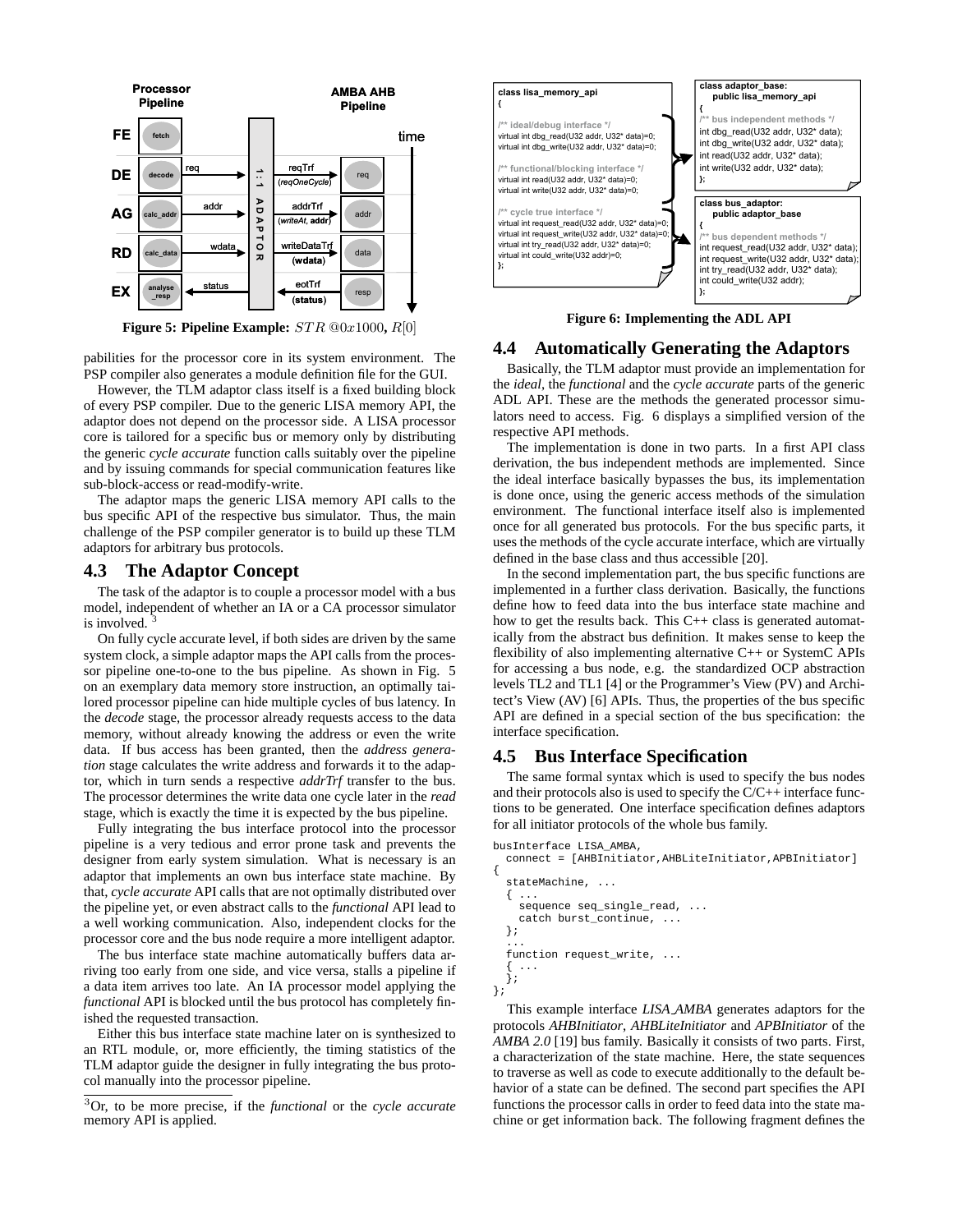Figure 5: Pipeline Example: $STR\ @0x1000,\ R[0]$

pabilities for the processor core in its system environment. The PSP compiler also generates a module definition file for the GUI.

However, the TLM adaptor class itself is a fixed building block of every PSP compiler. Due to the generic LISA memory API, the adaptor does not depend on the processor side. A LISA processor core is tailored for a specific bus or memory only by distributing the generic *cycle accurate* function calls suitably over the pipeline and by issuing commands for special communication features like sub-block-access or read-modify-write.

The adaptor maps the generic LISA memory API calls to the bus specific API of the respective bus simulator. Thus, the main challenge of the PSP compiler generator is to build up these TLM adaptors for arbitrary bus protocols.

## 4.3 The Adaptor Concept

The task of the adaptor is to couple a processor model with a bus model, independent of whether an IA or a CA processor simulator is involved. [3]

On fully cycle accurate level, if both sides are driven by the same system clock, a simple adaptor maps the API calls from the processor pipeline one-to-one to the bus pipeline. As shown in Fig. 5 on an exemplary data memory store instruction, an optimally tailored processor pipeline can hide multiple cycles of bus latency. In the *decode* stage, the processor already requests access to the data memory, without already knowing the address or even the write data. If bus access has been granted, then the *address generation* stage calculates the write address and forwards it to the adaptor, which in turn sends a respective *addrTrf* transfer to the bus. The processor determines the write data one cycle later in the *read* stage, which is exactly the time it is expected by the bus pipeline.

Fully integrating the bus interface protocol into the processor pipeline is a very tedious and error prone task and prevents the designer from early system simulation. What is necessary is an adaptor that implements an own bus interface state machine. By that, *cycle accurate* API calls that are not optimally distributed over the pipeline yet, or even abstract calls to the *functional* API lead to a well working communication. Also, independent clocks for the processor core and the bus node require a more intelligent adaptor.

The bus interface state machine automatically buffers data arriving too early from one side, and vice versa, stalls a pipeline if a data item arrives too late. An IA processor model applying the *functional* API is blocked until the bus protocol has completely finished the requested transaction.

Either this bus interface state machine later on is synthesized to an RTL module, or, more efficiently, the timing statistics of the TLM adaptor guide the designer in fully integrating the bus protocol manually into the processor pipeline.

[3] Or, to be more precise, if the *functional* or the *cycle accurate* memory API is applied.

Figure 6: Implementing the ADL API

## 4.4 Automatically Generating the Adaptors

Basically, the TLM adaptor must provide an implementation for the *ideal*, the *functional* and the *cycle accurate* parts of the generic ADL API. These are the methods the generated processor simulators need to access. Fig. 6 displays a simplified version of the respective API methods.

The implementation is done in two parts. In a first API class derivation, the bus independent methods are implemented. Since the ideal interface basically bypasses the bus, its implementation is done once, using the generic access methods of the simulation environment. The functional interface itself also is implemented once for all generated bus protocols. For the bus specific parts, it uses the methods of the cycle accurate interface, which are virtually defined in the base class and thus accessible [20].

In the second implementation part, the bus specific functions are implemented in a further class derivation. Basically, the functions define how to feed data into the bus interface state machine and how to get the results back. This C++ class is generated automatically from the abstract bus definition. It makes sense to keep the flexibility of also implementing alternative C++ or SystemC APIs for accessing a bus node, e.g. the standardized OCP abstraction levels TL2 and TL1 [4] or the Programmer's View (PV) and Architect's View (AV) [6] APIs. Thus, the properties of the bus specific API are defined in a special section of the bus specification: the interface specification.

## 4.5 Bus Interface Specification

The same formal syntax which is used to specify the bus nodes and their protocols also is used to specify the C/C++ interface functions to be generated. One interface specification defines adaptors for all initiator protocols of the whole bus family.

```
busInterface LISA_AMBA,
  connect = [AHBInitiator,AHBLiteInitiator,APBInitiator]
{
  stateMachine, ...
  { ...
    sequence seq_single_read, ...
    catch burst_continue, ...
  };
  ...
  function request_write, ...
  { ...
  };
};
```

This example interface *LISA_AMBA* generates adaptors for the protocols *AHBInitiator*, *AHBLiteInitiator* and *APBInitiator* of the *AMBA 2.0* [19] bus family. Basically it consists of two parts. First, a characterization of the state machine. Here, the state sequences to traverse as well as code to execute additionally to the default behavior of a state can be defined. The second part specifies the API functions the processor calls in order to feed data into the state machine or get information back. The following fragment defines the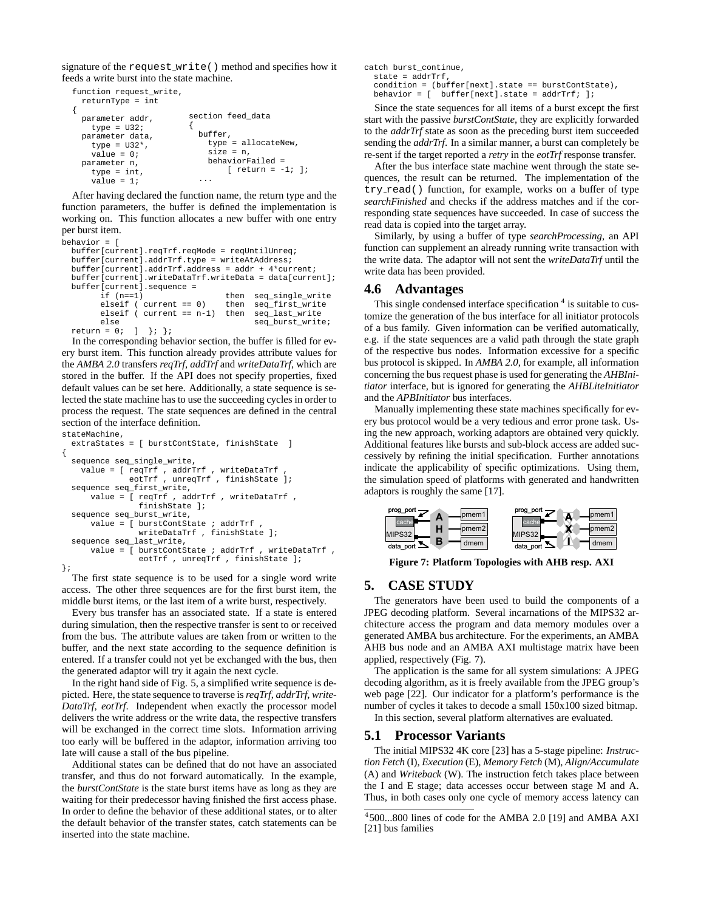signature of the `request_write()` method and specifies how it feeds a write burst into the state machine.

```
function request_write,
  returnType = int
{
  parameter addr,          section feed_data
    type = U32;            {
  parameter data,            buffer,
    type = U32*,               type = allocateNew,
    value = 0;                 size = n,
  parameter n,                 behaviorFailed =
    type = int,                    [ return = -1; ];
    value = 1;               ...
```

After having declared the function name, the return type and the function parameters, the buffer is defined the implementation is working on. This function allocates a new buffer with one entry per burst item.

```
behavior = [
  buffer[current].reqTrf.reqMode = reqUntilUnreq;
  buffer[current].addrTrf.type = writeAtAddress;
  buffer[current].addrTrf.address = addr + 4*current;
  buffer[current].writeDataTrf.writeData = data[current];
  buffer[current].sequence =
        if (n==1)                 then  seq_single_write
        elseif ( current == 0)    then  seq_first_write
        elseif ( current == n-1)  then  seq_last_write
        else                            seq_burst_write;
  return = 0;  ]  }; };
```

In the corresponding behavior section, the buffer is filled for every burst item. This function already provides attribute values for the *AMBA 2.0* transfers *reqTrf*, *addTrf* and *writeDataTrf*, which are stored in the buffer. If the API does not specify properties, fixed default values can be set here. Additionally, a state sequence is selected the state machine has to use the succeeding cycles in order to process the request. The state sequences are defined in the central section of the interface definition.

```
stateMachine,
  extraStates = [ burstContState, finishState  ]
{
  sequence seq_single_write,
    value = [ reqTrf , addrTrf , writeDataTrf ,
              eotTrf , unreqTrf , finishState ];
  sequence seq_first_write,
      value = [ reqTrf , addrTrf , writeDataTrf ,
                finishState ];
  sequence seq_burst_write,
      value = [ burstContState ; addrTrf ,
                writeDataTrf , finishState ];
  sequence seq_last_write,
      value = [ burstContState ; addrTrf , writeDataTrf ,
                eotTrf , unreqTrf , finishState ];
};
```

The first state sequence is to be used for a single word write access. The other three sequences are for the first burst item, the middle burst items, or the last item of a write burst, respectively.

Every bus transfer has an associated state. If a state is entered during simulation, then the respective transfer is sent to or received from the bus. The attribute values are taken from or written to the buffer, and the next state according to the sequence definition is entered. If a transfer could not yet be exchanged with the bus, then the generated adaptor will try it again the next cycle.

In the right hand side of Fig. 5, a simplified write sequence is depicted. Here, the state sequence to traverse is *reqTrf*, *addrTrf*, *writeDataTrf*, *eotTrf*. Independent when exactly the processor model delivers the write address or the write data, the respective transfers will be exchanged in the correct time slots. Information arriving too early will be buffered in the adaptor, information arriving too late will cause a stall of the bus pipeline.

Additional states can be defined that do not have an associated transfer, and thus do not forward automatically. In the example, the *burstContState* is the state burst items have as long as they are waiting for their predecessor having finished the first access phase. In order to define the behavior of these additional states, or to alter the default behavior of the transfer states, catch statements can be inserted into the state machine.

```
catch burst_continue,
  state = addrTrf,
  condition = (buffer[next].state == burstContState),
  behavior = [  buffer[next].state = addrTrf; ];
```

Since the state sequences for all items of a burst except the first start with the passive *burstContState*, they are explicitly forwarded to the *addrTrf* state as soon as the preceding burst item succeeded sending the *addrTrf*. In a similar manner, a burst can completely be re-sent if the target reported a *retry* in the *eotTrf* response transfer.

After the bus interface state machine went through the state sequences, the result can be returned. The implementation of the `try_read()` function, for example, works on a buffer of type *searchFinished* and checks if the address matches and if the corresponding state sequences have succeeded. In case of success the read data is copied into the target array.

Similarly, by using a buffer of type *searchProcessing*, an API function can supplement an already running write transaction with the write data. The adaptor will not sent the *writeDataTrf* until the write data has been provided.

## 4.6 Advantages

This single condensed interface specification [4] is suitable to customize the generation of the bus interface for all initiator protocols of a bus family. Given information can be verified automatically, e.g. if the state sequences are a valid path through the state graph of the respective bus nodes. Information excessive for a specific bus protocol is skipped. In *AMBA 2.0*, for example, all information concerning the bus request phase is used for generating the *AHBInitiator* interface, but is ignored for generating the *AHBLiteInitiator* and the *APBInitiator* bus interfaces.

Manually implementing these state machines specifically for every bus protocol would be a very tedious and error prone task. Using the new approach, working adaptors are obtained very quickly. Additional features like bursts and sub-block access are added successively by refining the initial specification. Further annotations indicate the applicability of specific optimizations. Using them, the simulation speed of platforms with generated and handwritten adaptors is roughly the same [17].

prog_port cache MIPS32 data_port A H B pmem1 pmem2 dmem

prog_port cache MIPS32 data_port A X I pmem1 pmem2 dmem

**Figure 7: Platform Topologies with AHB resp. AXI**

# 5. CASE STUDY

The generators have been used to build the components of a JPEG decoding platform. Several incarnations of the MIPS32 architecture access the program and data memory modules over a generated AMBA bus architecture. For the experiments, an AMBA AHB bus node and an AMBA AXI multistage matrix have been applied, respectively (Fig. 7).

The application is the same for all system simulations: A JPEG decoding algorithm, as it is freely available from the JPEG group's web page [22]. Our indicator for a platform's performance is the number of cycles it takes to decode a small 150x100 sized bitmap.

In this section, several platform alternatives are evaluated.

## 5.1 Processor Variants

The initial MIPS32 4K core [23] has a 5-stage pipeline: *Instruction Fetch* (I), *Execution* (E), *Memory Fetch* (M), *Align/Accumulate* (A) and *Writeback* (W). The instruction fetch takes place between the I and E stage; data accesses occur between stage M and A. Thus, in both cases only one cycle of memory access latency can

[4] 500...800 lines of code for the AMBA 2.0 [19] and AMBA AXI [21] bus families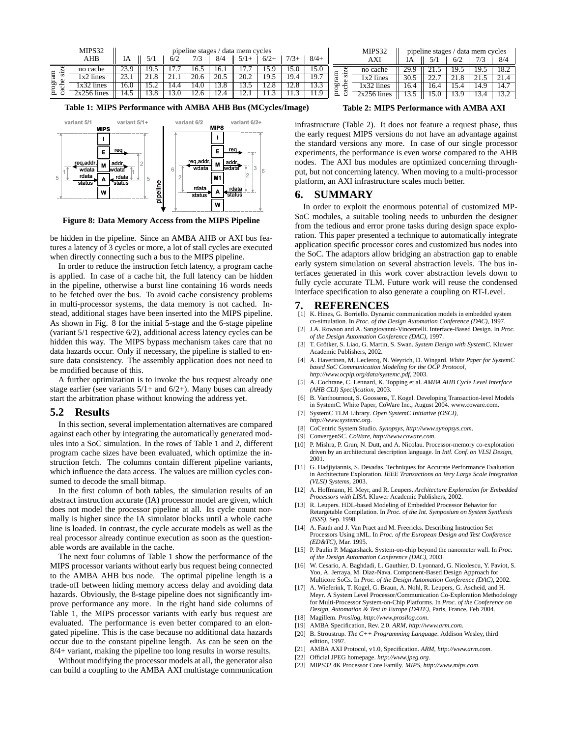| MIPS32 AHB | | IA | pipeline stages / data mem cycles | | | | | | | |
|---|---|---|---|---|---|---|---|---|---|---|
| | | | 5/1 | 6/2 | 7/3 | 8/4 | 5/1+ | 6/2+ | 7/3+ | 8/4+ |
| program cache size | no cache | 23.9 | 19.5 | 17.7 | 16.5 | 16.1 | 17.7 | 15.9 | 15.0 | 15.0 |
| | 1x2 lines | 23.1 | 21.8 | 21.1 | 20.6 | 20.5 | 20.2 | 19.5 | 19.4 | 19.7 |
| | 1x32 lines | 16.0 | 15.2 | 14.4 | 14.0 | 13.8 | 13.5 | 12.8 | 12.8 | 13.3 |
| | 2x256 lines | 14.5 | 13.8 | 13.0 | 12.6 | 12.4 | 12.1 | 11.3 | 11.3 | 11.9 |

**Table 1: MIPS Performance with AMBA AHB Bus (MCycles/Image)**

| MIPS32 AXI | | IA | pipeline stages / data mem cycles | | | |
|---|---|---|---|---|---|---|
| | | | 5/1 | 6/2 | 7/3 | 8/4 |
| program cache size | no cache | 29.9 | 21.5 | 19.5 | 19.5 | 18.2 |
| | 1x2 lines | 30.5 | 22.7 | 21.8 | 21.5 | 21.4 |
| | 1x32 lines | 16.4 | 16.4 | 15.4 | 14.9 | 14.7 |
| | 2x256 lines | 13.5 | 15.0 | 13.9 | 13.4 | 13.2 |

**Table 2: MIPS Performance with AMBA AXI**

variant 5/1 variant 5/1+ variant 6/2 variant 6/2+
MIPS I E M A W req req,addr, wdata addr, wdata rdata status rdata status
MIPS I E M M1 A W req req,addr, wdata addr, wdata rdata status rdata status
pipeline

**Figure 8: Data Memory Access from the MIPS Pipeline**

be hidden in the pipeline. Since an AMBA AHB or AXI bus features a latency of 3 cycles or more, a lot of stall cycles are executed when directly connecting such a bus to the MIPS pipeline.

In order to reduce the instruction fetch latency, a program cache is applied. In case of a cache hit, the full latency can be hidden in the pipeline, otherwise a burst line containing 16 words needs to be fetched over the bus. To avoid cache consistency problems in multi-processor systems, the data memory is not cached. Instead, additional stages have been inserted into the MIPS pipeline. As shown in Fig. 8 for the initial 5-stage and the 6-stage pipeline (variant 5/1 respective 6/2), additional access latency cycles can be hidden this way. The MIPS bypass mechanism takes care that no data hazards occur. Only if necessary, the pipeline is stalled to ensure data consistency. The assembly application does not need to be modified because of this.

A further optimization is to invoke the bus request already one stage earlier (see variants 5/1+ and 6/2+). Many buses can already start the arbitration phase without knowing the address yet.

## 5.2 Results

In this section, several implementation alternatives are compared against each other by integrating the automatically generated modules into a SoC simulation. In the rows of Table 1 and 2, different program cache sizes have been evaluated, which optimize the instruction fetch. The columns contain different pipeline variants, which influence the data access. The values are million cycles consumed to decode the small bitmap.

In the first column of both tables, the simulation results of an abstract instruction accurate (IA) processor model are given, which does not model the processor pipeline at all. Its cycle count normally is higher since the IA simulator blocks until a whole cache line is loaded. In contrast, the cycle accurate models as well as the real processor already continue execution as soon as the questionable words are available in the cache.

The next four columns of Table 1 show the performance of the MIPS processor variants without early bus request being connected to the AMBA AHB bus node. The optimal pipeline length is a trade-off between hiding memory access delay and avoiding data hazards. Obviously, the 8-stage pipeline does not significantly improve performance any more. In the right hand side columns of Table 1, the MIPS processor variants with early bus request are evaluated. The performance is even better compared to an elongated pipeline. This is the case because no additional data hazards occur due to the constant pipeline length. As can be seen on the 8/4+ variant, making the pipeline too long results in worse results.

Without modifying the processor models at all, the generator also can build a coupling to the AMBA AXI multistage communication infrastructure (Table 2). It does not feature a request phase, thus the early request MIPS versions do not have an advantage against the standard versions any more. In case of our single processor experiments, the performance is even worse compared to the AHB nodes. The AXI bus modules are optimized concerning throughput, but not concerning latency. When moving to a multi-processor platform, an AXI infrastructure scales much better.

# 6. SUMMARY

In order to exploit the enormous potential of customized MP-SoC modules, a suitable tooling needs to unburden the designer from the tedious and error prone tasks during design space exploration. This paper presented a technique to automatically integrate application specific processor cores and customized bus nodes into the SoC. The adaptors allow bridging an abstraction gap to enable early system simulation on several abstraction levels. The bus interfaces generated in this work cover abstraction levels down to fully cycle accurate TLM. Future work will reuse the condensed interface specification to also generate a coupling on RT-Level.

# 7. REFERENCES

[1] K. Hines, G. Borriello. Dynamic communication models in embedded system co-simulation. In *Proc. of the Design Automation Conference (DAC)*, 1997.
[2] J.A. Rowson and A. Sangiovanni-Vincentelli. Interface-Based Design. In *Proc. of the Design Automation Conference (DAC)*, 1997.
[3] T. Grötker, S. Liao, G. Martin, S. Swan. *System Design with SystemC*. Kluwer Academic Publishers, 2002.
[4] A. Haverinen, M. Leclercq, N. Weyrich, D. Wingard. *White Paper for SystemC based SoC Communication Modeling for the OCP Protocol, http://www.ocpip.org/data/systemc.pdf*, 2003.
[5] A. Cochrane, C. Lennard, K. Topping et al. *AMBA AHB Cycle Level Interface (AHB CLI) Specification*, 2003.
[6] B. Vanthournout, S. Goossens, T. Kogel. Developing Transaction-level Models in SystemC. White Paper, CoWare Inc., August 2004. www.coware.com.
[7] SystemC TLM Library. *Open SystemC Initiative (OSCI), http://www.systemc.org*.
[8] CoCentric System Studio. *Synopsys, http://www.synopsys.com*.
[9] ConvergenSC. *CoWare, http://www.coware.com*.
[10] P. Mishra, P. Grun, N. Dutt, and A. Nicolau. Processor-memory co-exploration driven by an architectural description language. In *Intl. Conf. on VLSI Design*, 2001.
[11] G. Hadjiyiannis, S. Devadas. Techniques for Accurate Performance Evaluation in Architecture Exploration. *IEEE Transactions on Very Large Scale Integration (VLSI) Systems*, 2003.
[12] A. Hoffmann, H. Meyr, and R. Leupers. *Architecture Exploration for Embedded Processors with LISA*. Kluwer Academic Publishers, 2002.
[13] R. Leupers. HDL-based Modeling of Embedded Processor Behavior for Retargetable Compilation. In *Proc. of the Int. Symposium on System Synthesis (ISSS)*, Sep. 1998.
[14] A. Fauth and J. Van Praet and M. Freericks. Describing Instruction Set Processors Using nML. In *Proc. of the European Design and Test Conference (ED&TC)*, Mar. 1995.
[15] P. Paulin P. Magarshack. System-on-chip beyond the nanometer wall. In *Proc. of the Design Automation Conference (DAC)*, 2003.
[16] W. Cesario, A. Baghdadi, L. Gauthier, D. Lyonnard, G. Nicolescu, Y. Paviot, S. Yoo, A. Jerraya, M. Diaz-Nava. Component-Based Design Approach for Multicore SoCs. In *Proc. of the Design Automation Conference (DAC)*, 2002.
[17] A. Wieferink, T. Kogel, G. Braun, A. Nohl, R. Leupers, G. Ascheid, and H. Meyr. A System Level Processor/Communication Co-Exploration Methodology for Multi-Processor System-on-Chip Platforms. In *Proc. of the Conference on Design, Automation & Test in Europe (DATE)*, Paris, France, Feb 2004.
[18] Magillem. *Prosilog, http://www.prosilog.com*.
[19] AMBA Specification, Rev. 2.0. *ARM, http://www.arm.com*.
[20] B. Stroustrup. *The C++ Programming Language*. Addison Wesley, third edition, 1997.
[21] AMBA AXI Protocol, v1.0, Specification. *ARM, http://www.arm.com*.
[22] Official JPEG homepage. *http://www.jpeg.org*.
[23] MIPS32 4K Processor Core Family. *MIPS, http://www.mips.com*.